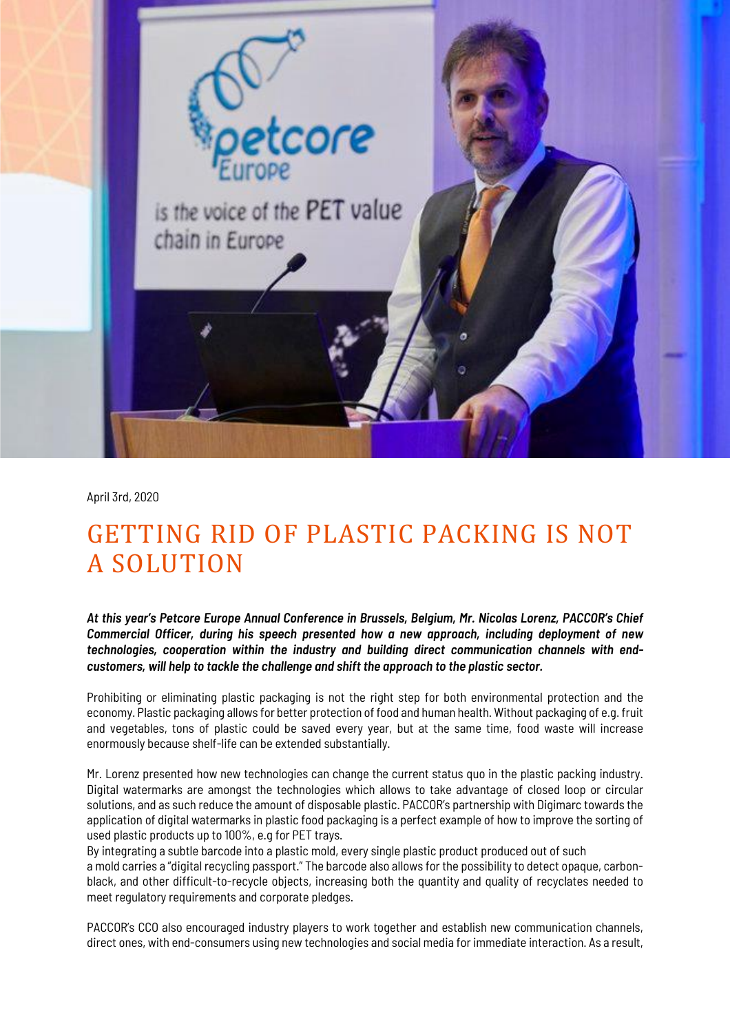April 3rd, 2020

# GETTING RID OF PLASTIC PACKING IS NOT A SOLUTION

***At this year's Petcore Europe Annual Conference in Brussels, Belgium, Mr. Nicolas Lorenz, PACCOR's Chief Commercial Officer, during his speech presented how a new approach, including deployment of new technologies, cooperation within the industry and building direct communication channels with end-customers, will help to tackle the challenge and shift the approach to the plastic sector.***

Prohibiting or eliminating plastic packaging is not the right step for both environmental protection and the economy. Plastic packaging allows for better protection of food and human health. Without packaging of e.g. fruit and vegetables, tons of plastic could be saved every year, but at the same time, food waste will increase enormously because shelf-life can be extended substantially.

Mr. Lorenz presented how new technologies can change the current status quo in the plastic packing industry. Digital watermarks are amongst the technologies which allows to take advantage of closed loop or circular solutions, and as such reduce the amount of disposable plastic. PACCOR's partnership with Digimarc towards the application of digital watermarks in plastic food packaging is a perfect example of how to improve the sorting of used plastic products up to 100%, e.g for PET trays.
By integrating a subtle barcode into a plastic mold, every single plastic product produced out of such a mold carries a "digital recycling passport." The barcode also allows for the possibility to detect opaque, carbon-black, and other difficult-to-recycle objects, increasing both the quantity and quality of recyclates needed to meet regulatory requirements and corporate pledges.

PACCOR's CCO also encouraged industry players to work together and establish new communication channels, direct ones, with end-consumers using new technologies and social media for immediate interaction. As a result,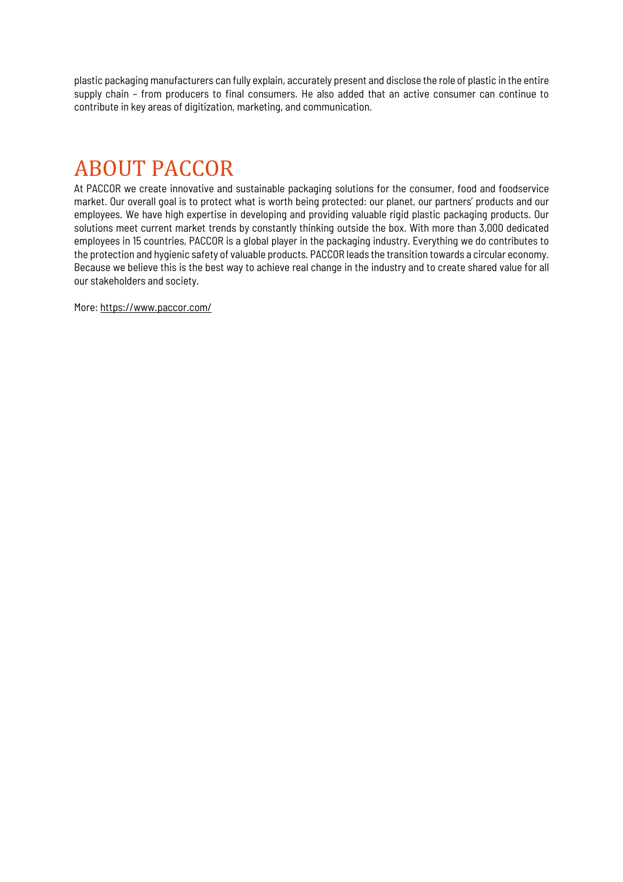plastic packaging manufacturers can fully explain, accurately present and disclose the role of plastic in the entire supply chain – from producers to final consumers. He also added that an active consumer can continue to contribute in key areas of digitization, marketing, and communication.

# ABOUT PACCOR

At PACCOR we create innovative and sustainable packaging solutions for the consumer, food and foodservice market. Our overall goal is to protect what is worth being protected: our planet, our partners' products and our employees. We have high expertise in developing and providing valuable rigid plastic packaging products. Our solutions meet current market trends by constantly thinking outside the box. With more than 3,000 dedicated employees in 15 countries, PACCOR is a global player in the packaging industry. Everything we do contributes to the protection and hygienic safety of valuable products. PACCOR leads the transition towards a circular economy. Because we believe this is the best way to achieve real change in the industry and to create shared value for all our stakeholders and society.

More: https://www.paccor.com/